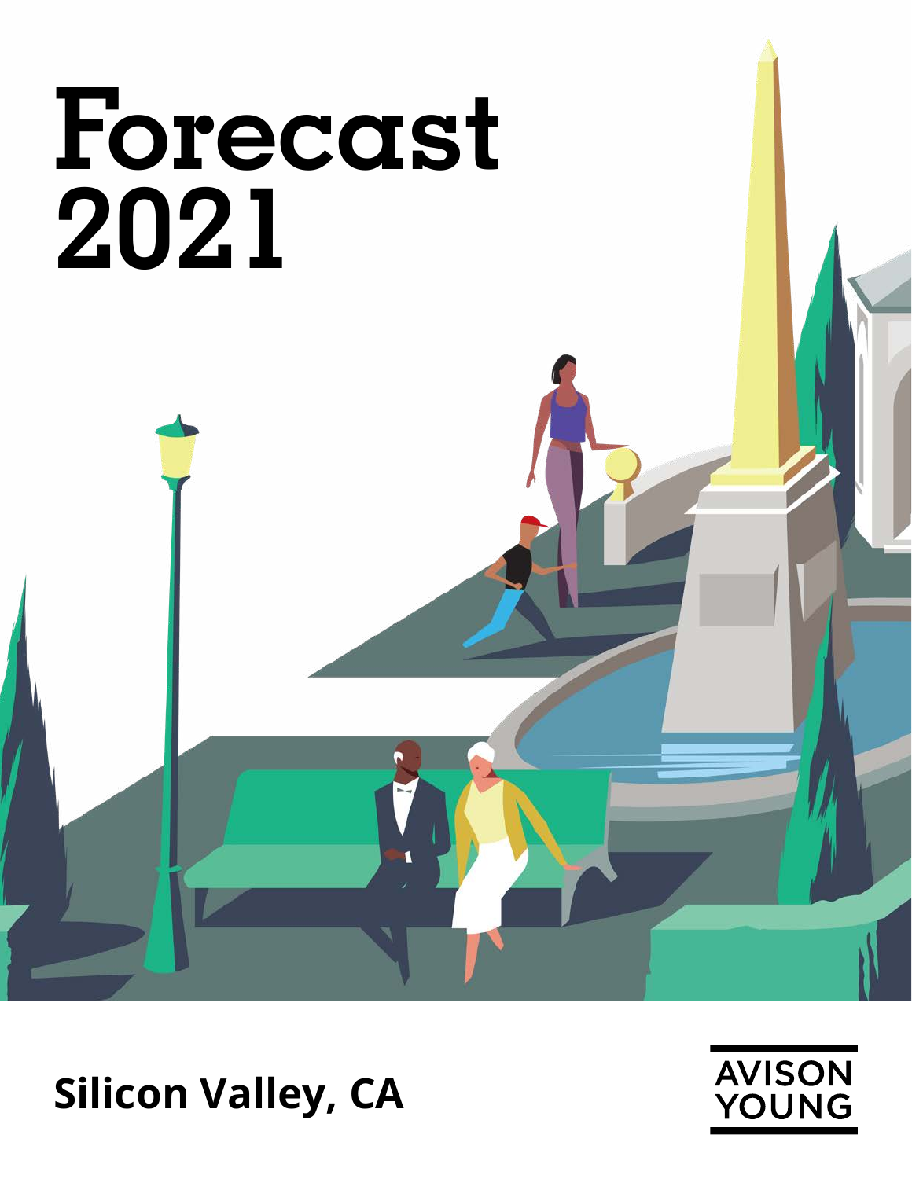# Forecast 2021

## Silicon Valley, CA

AVISON YOUNG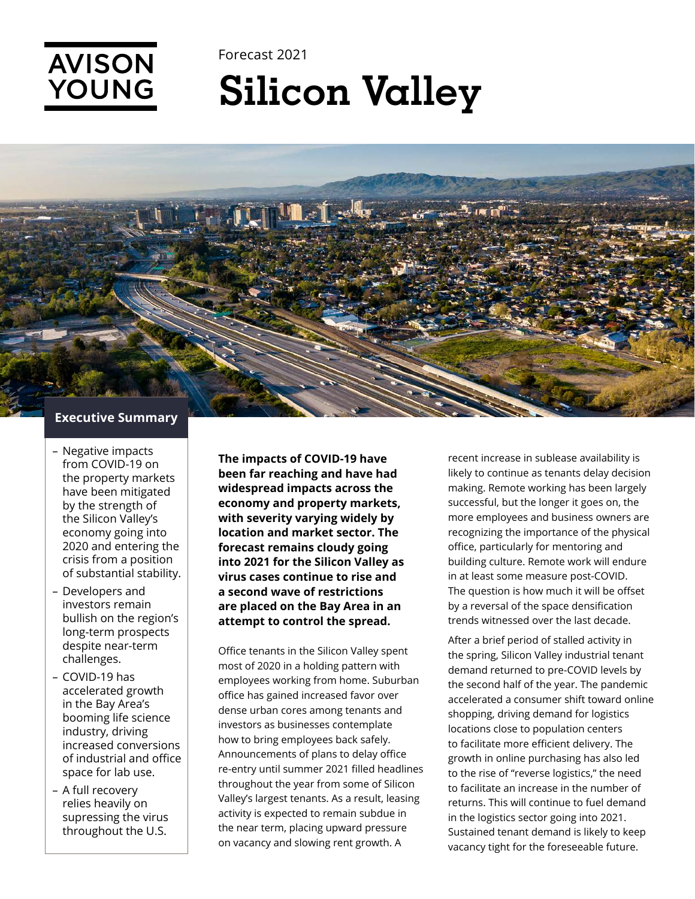AVISON YOUNG

Forecast 2021

# Silicon Valley

## Executive Summary

- Negative impacts from COVID-19 on the property markets have been mitigated by the strength of the Silicon Valley's economy going into 2020 and entering the crisis from a position of substantial stability.
- Developers and investors remain bullish on the region's long-term prospects despite near-term challenges.
- COVID-19 has accelerated growth in the Bay Area's booming life science industry, driving increased conversions of industrial and office space for lab use.
- A full recovery relies heavily on supressing the virus throughout the U.S.

**The impacts of COVID-19 have been far reaching and have had widespread impacts across the economy and property markets, with severity varying widely by location and market sector. The forecast remains cloudy going into 2021 for the Silicon Valley as virus cases continue to rise and a second wave of restrictions are placed on the Bay Area in an attempt to control the spread.**

Office tenants in the Silicon Valley spent most of 2020 in a holding pattern with employees working from home. Suburban office has gained increased favor over dense urban cores among tenants and investors as businesses contemplate how to bring employees back safely. Announcements of plans to delay office re-entry until summer 2021 filled headlines throughout the year from some of Silicon Valley's largest tenants. As a result, leasing activity is expected to remain subdued in the near term, placing upward pressure on vacancy and slowing rent growth. A recent increase in sublease availability is likely to continue as tenants delay decision making. Remote working has been largely successful, but the longer it goes on, the more employees and business owners are recognizing the importance of the physical office, particularly for mentoring and building culture. Remote work will endure in at least some measure post-COVID. The question is how much it will be offset by a reversal of the space densification trends witnessed over the last decade.

After a brief period of stalled activity in the spring, Silicon Valley industrial tenant demand returned to pre-COVID levels by the second half of the year. The pandemic accelerated a consumer shift toward online shopping, driving demand for logistics locations close to population centers to facilitate more efficient delivery. The growth in online purchasing has also led to the rise of "reverse logistics," the need to facilitate an increase in the number of returns. This will continue to fuel demand in the logistics sector going into 2021. Sustained tenant demand is likely to keep vacancy tight for the foreseeable future.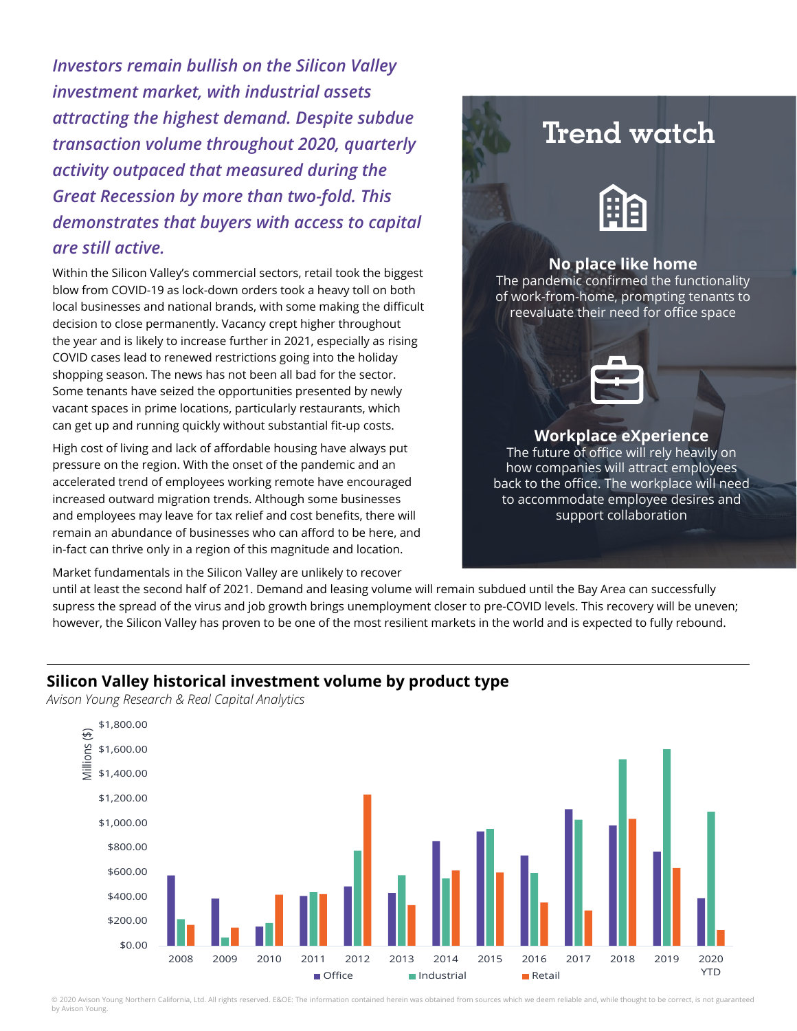*Investors remain bullish on the Silicon Valley investment market, with industrial assets attracting the highest demand. Despite subdue transaction volume throughout 2020, quarterly activity outpaced that measured during the Great Recession by more than two-fold. This demonstrates that buyers with access to capital are still active.*

Within the Silicon Valley's commercial sectors, retail took the biggest blow from COVID-19 as lock-down orders took a heavy toll on both local businesses and national brands, with some making the difficult decision to close permanently. Vacancy crept higher throughout the year and is likely to increase further in 2021, especially as rising COVID cases lead to renewed restrictions going into the holiday shopping season. The news has not been all bad for the sector. Some tenants have seized the opportunities presented by newly vacant spaces in prime locations, particularly restaurants, which can get up and running quickly without substantial fit-up costs.

High cost of living and lack of affordable housing have always put pressure on the region. With the onset of the pandemic and an accelerated trend of employees working remote have encouraged increased outward migration trends. Although some businesses and employees may leave for tax relief and cost benefits, there will remain an abundance of businesses who can afford to be here, and in-fact can thrive only in a region of this magnitude and location.

Market fundamentals in the Silicon Valley are unlikely to recover until at least the second half of 2021. Demand and leasing volume will remain subdued until the Bay Area can successfully supress the spread of the virus and job growth brings unemployment closer to pre-COVID levels. This recovery will be uneven; however, the Silicon Valley has proven to be one of the most resilient markets in the world and is expected to fully rebound.

## Trend watch

**No place like home**
The pandemic confirmed the functionality of work-from-home, prompting tenants to reevaluate their need for office space

**Workplace eXperience**
The future of office will rely heavily on how companies will attract employees back to the office. The workplace will need to accommodate employee desires and support collaboration

## Silicon Valley historical investment volume by product type

*Avison Young Research & Real Capital Analytics*

Millions ($): $0.00 – $1,800.00

Years: 2008, 2009, 2010, 2011, 2012, 2013, 2014, 2015, 2016, 2017, 2018, 2019, 2020 YTD

Legend: Office, Industrial, Retail

© 2020 Avison Young Northern California, Ltd. All rights reserved. E&OE: The information contained herein was obtained from sources which we deem reliable and, while thought to be correct, is not guaranteed by Avison Young.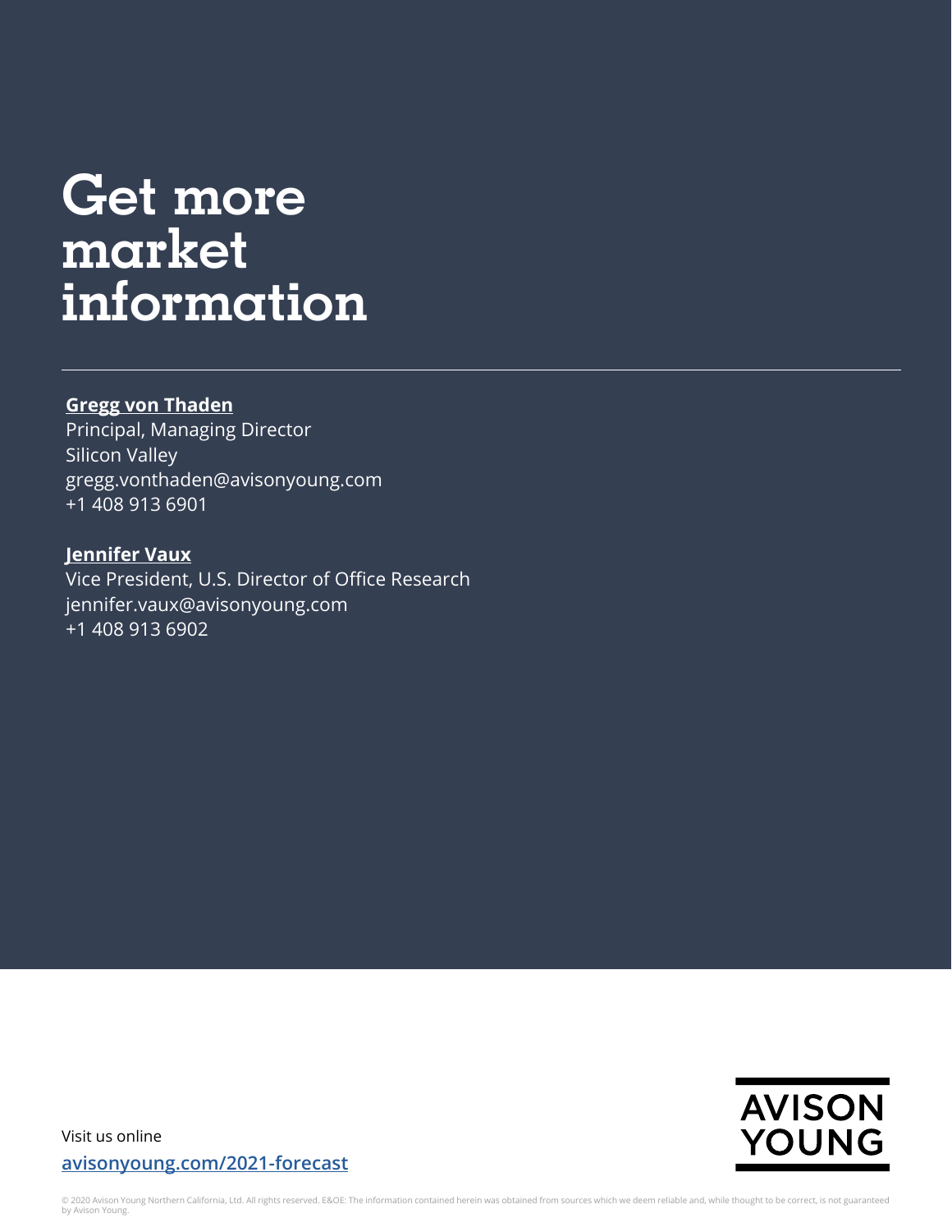# Get more market information

---

**Gregg von Thaden**
Principal, Managing Director
Silicon Valley
gregg.vonthaden@avisonyoung.com
+1 408 913 6901

**Jennifer Vaux**
Vice President, U.S. Director of Office Research
jennifer.vaux@avisonyoung.com
+1 408 913 6902

AVISON YOUNG

Visit us online
**avisonyoung.com/2021-forecast**

© 2020 Avison Young Northern California, Ltd. All rights reserved. E&OE: The information contained herein was obtained from sources which we deem reliable and, while thought to be correct, is not guaranteed by Avison Young.